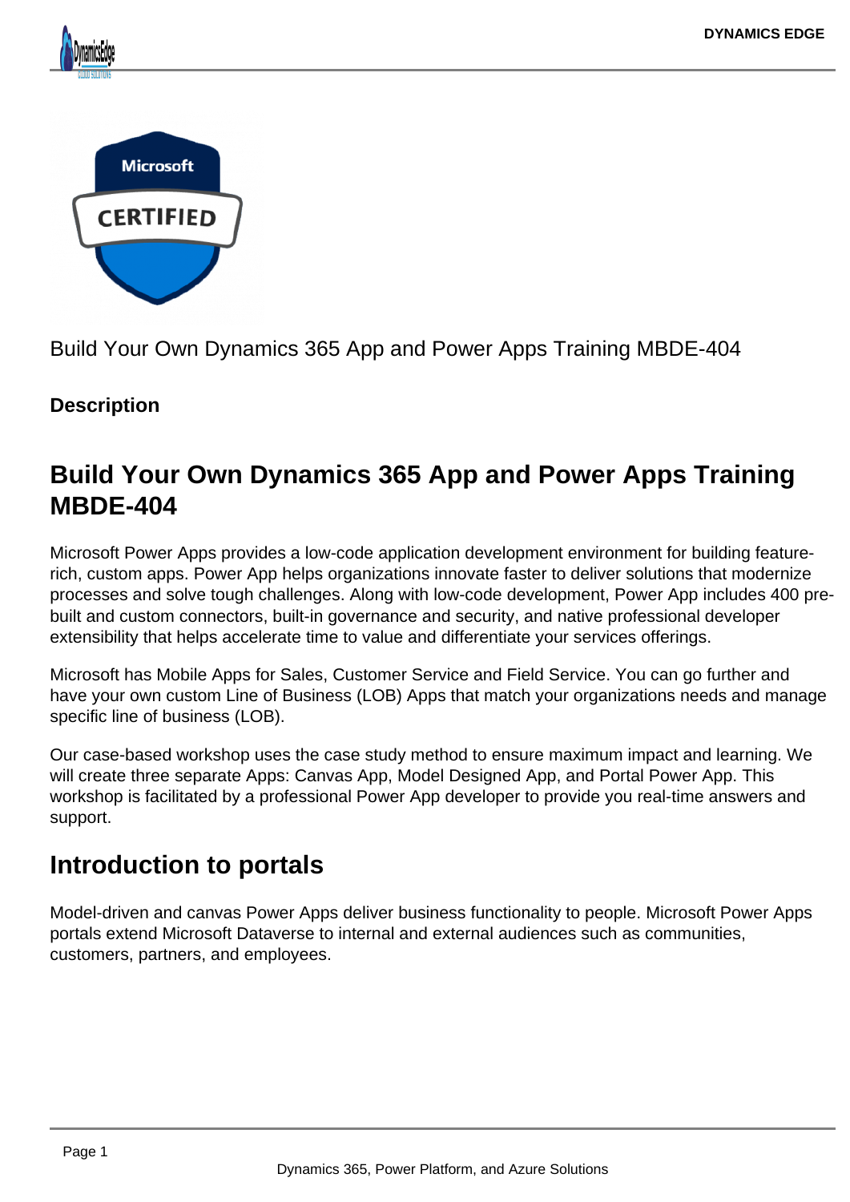Build Your Own Dynamics 365 App and Power Apps Training MBDE-404

**Description**

# Build Your Own Dynamics 365 App and Power Apps Training MBDE-404

Microsoft Power Apps provides a low-code application development environment for building feature-rich, custom apps. Power App helps organizations innovate faster to deliver solutions that modernize processes and solve tough challenges. Along with low-code development, Power App includes 400 pre-built and custom connectors, built-in governance and security, and native professional developer extensibility that helps accelerate time to value and differentiate your services offerings.

Microsoft has Mobile Apps for Sales, Customer Service and Field Service. You can go further and have your own custom Line of Business (LOB) Apps that match your organizations needs and manage specific line of business (LOB).

Our case-based workshop uses the case study method to ensure maximum impact and learning. We will create three separate Apps: Canvas App, Model Designed App, and Portal Power App. This workshop is facilitated by a professional Power App developer to provide you real-time answers and support.

## Introduction to portals

Model-driven and canvas Power Apps deliver business functionality to people. Microsoft Power Apps portals extend Microsoft Dataverse to internal and external audiences such as communities, customers, partners, and employees.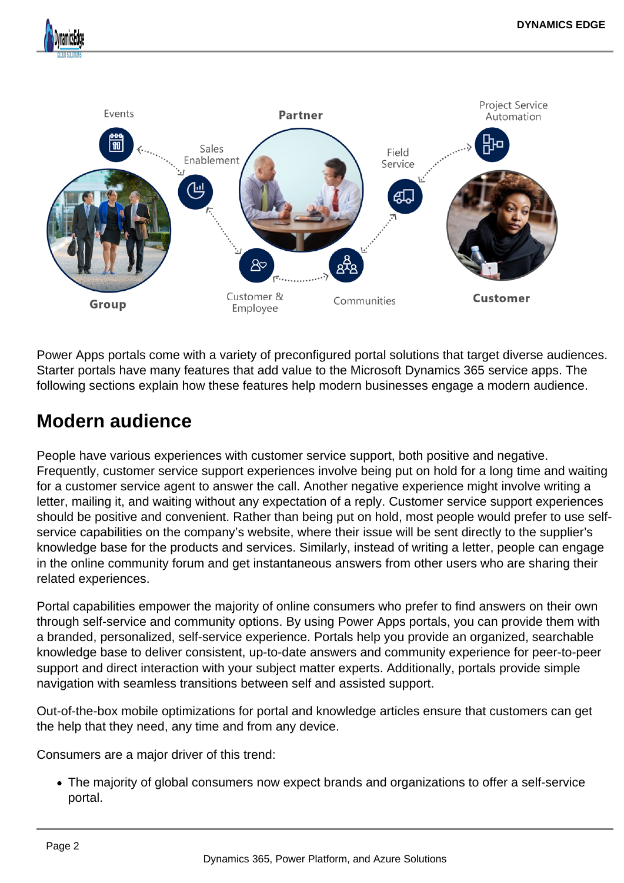Power Apps portals come with a variety of preconfigured portal solutions that target diverse audiences. Starter portals have many features that add value to the Microsoft Dynamics 365 service apps. The following sections explain how these features help modern businesses engage a modern audience.

## Modern audience

People have various experiences with customer service support, both positive and negative. Frequently, customer service support experiences involve being put on hold for a long time and waiting for a customer service agent to answer the call. Another negative experience might involve writing a letter, mailing it, and waiting without any expectation of a reply. Customer service support experiences should be positive and convenient. Rather than being put on hold, most people would prefer to use self-service capabilities on the company's website, where their issue will be sent directly to the supplier's knowledge base for the products and services. Similarly, instead of writing a letter, people can engage in the online community forum and get instantaneous answers from other users who are sharing their related experiences.

Portal capabilities empower the majority of online consumers who prefer to find answers on their own through self-service and community options. By using Power Apps portals, you can provide them with a branded, personalized, self-service experience. Portals help you provide an organized, searchable knowledge base to deliver consistent, up-to-date answers and community experience for peer-to-peer support and direct interaction with your subject matter experts. Additionally, portals provide simple navigation with seamless transitions between self and assisted support.

Out-of-the-box mobile optimizations for portal and knowledge articles ensure that customers can get the help that they need, any time and from any device.

Consumers are a major driver of this trend:

- The majority of global consumers now expect brands and organizations to offer a self-service portal.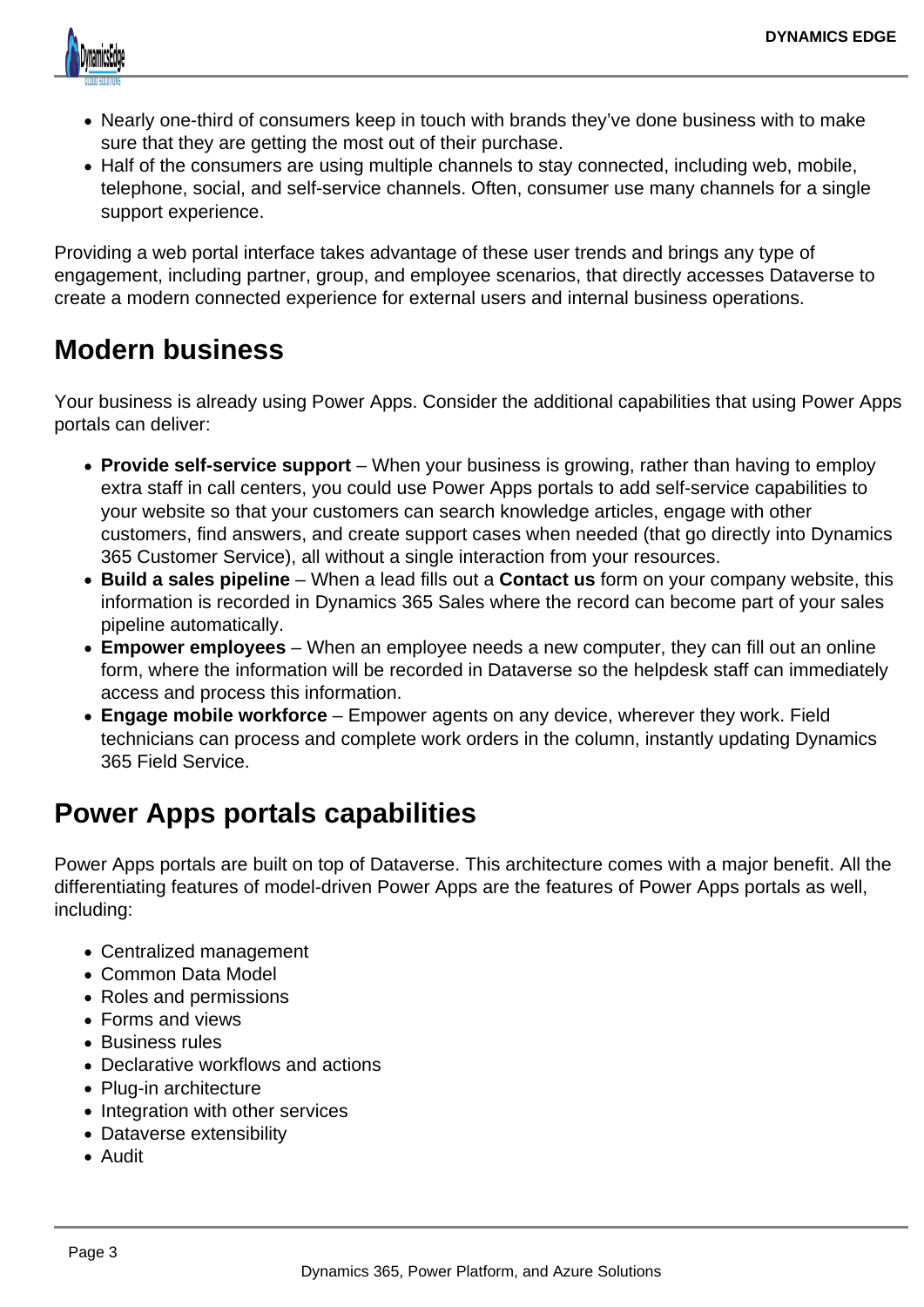- Nearly one-third of consumers keep in touch with brands they've done business with to make sure that they are getting the most out of their purchase.
- Half of the consumers are using multiple channels to stay connected, including web, mobile, telephone, social, and self-service channels. Often, consumer use many channels for a single support experience.

Providing a web portal interface takes advantage of these user trends and brings any type of engagement, including partner, group, and employee scenarios, that directly accesses Dataverse to create a modern connected experience for external users and internal business operations.

## Modern business

Your business is already using Power Apps. Consider the additional capabilities that using Power Apps portals can deliver:

- **Provide self-service support** – When your business is growing, rather than having to employ extra staff in call centers, you could use Power Apps portals to add self-service capabilities to your website so that your customers can search knowledge articles, engage with other customers, find answers, and create support cases when needed (that go directly into Dynamics 365 Customer Service), all without a single interaction from your resources.
- **Build a sales pipeline** – When a lead fills out a **Contact us** form on your company website, this information is recorded in Dynamics 365 Sales where the record can become part of your sales pipeline automatically.
- **Empower employees** – When an employee needs a new computer, they can fill out an online form, where the information will be recorded in Dataverse so the helpdesk staff can immediately access and process this information.
- **Engage mobile workforce** – Empower agents on any device, wherever they work. Field technicians can process and complete work orders in the column, instantly updating Dynamics 365 Field Service.

## Power Apps portals capabilities

Power Apps portals are built on top of Dataverse. This architecture comes with a major benefit. All the differentiating features of model-driven Power Apps are the features of Power Apps portals as well, including:

- Centralized management
- Common Data Model
- Roles and permissions
- Forms and views
- Business rules
- Declarative workflows and actions
- Plug-in architecture
- Integration with other services
- Dataverse extensibility
- Audit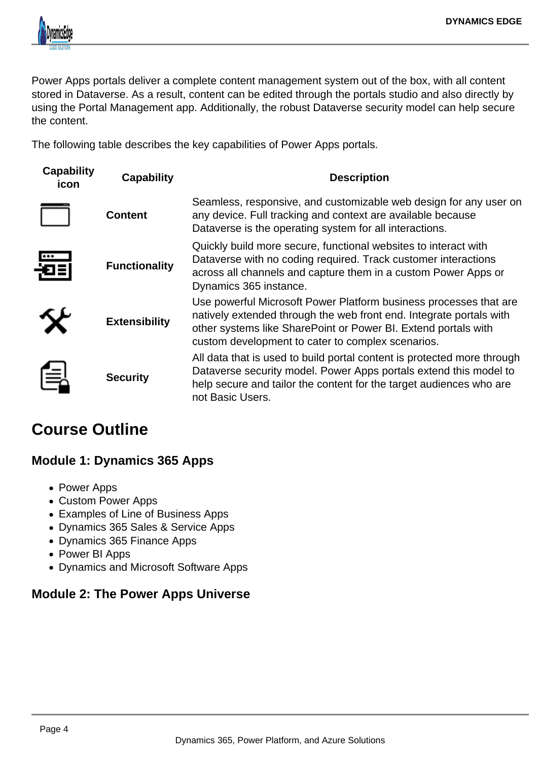Power Apps portals deliver a complete content management system out of the box, with all content stored in Dataverse. As a result, content can be edited through the portals studio and also directly by using the Portal Management app. Additionally, the robust Dataverse security model can help secure the content.

The following table describes the key capabilities of Power Apps portals.

| Capability icon | Capability | Description |
| --- | --- | --- |
| | **Content** | Seamless, responsive, and customizable web design for any user on any device. Full tracking and context are available because Dataverse is the operating system for all interactions. |
| | **Functionality** | Quickly build more secure, functional websites to interact with Dataverse with no coding required. Track customer interactions across all channels and capture them in a custom Power Apps or Dynamics 365 instance. |
| | **Extensibility** | Use powerful Microsoft Power Platform business processes that are natively extended through the web front end. Integrate portals with other systems like SharePoint or Power BI. Extend portals with custom development to cater to complex scenarios. |
| | **Security** | All data that is used to build portal content is protected more through Dataverse security model. Power Apps portals extend this model to help secure and tailor the content for the target audiences who are not Basic Users. |

## Course Outline

### Module 1: Dynamics 365 Apps

- Power Apps
- Custom Power Apps
- Examples of Line of Business Apps
- Dynamics 365 Sales & Service Apps
- Dynamics 365 Finance Apps
- Power BI Apps
- Dynamics and Microsoft Software Apps

### Module 2: The Power Apps Universe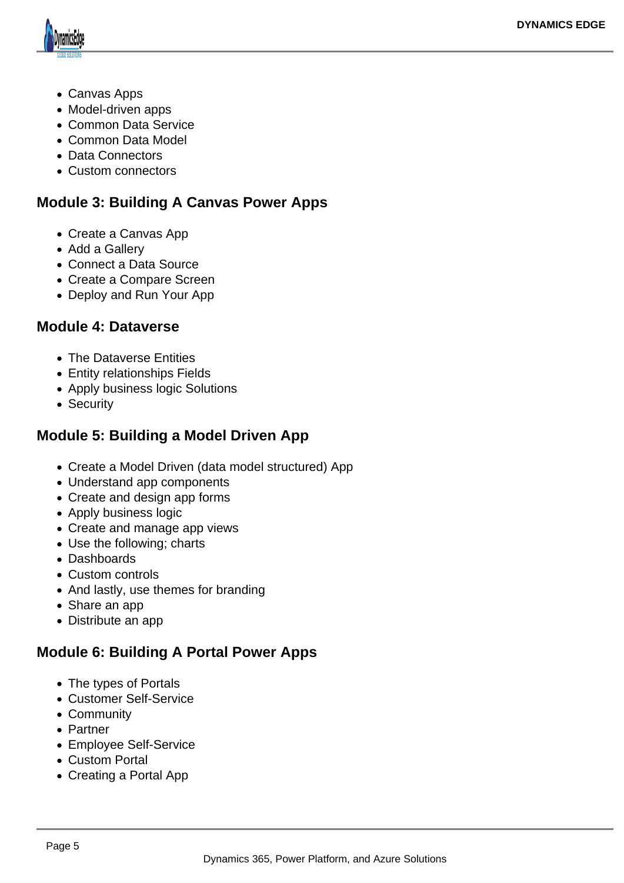- Canvas Apps
- Model-driven apps
- Common Data Service
- Common Data Model
- Data Connectors
- Custom connectors

## Module 3: Building A Canvas Power Apps

- Create a Canvas App
- Add a Gallery
- Connect a Data Source
- Create a Compare Screen
- Deploy and Run Your App

## Module 4: Dataverse

- The Dataverse Entities
- Entity relationships Fields
- Apply business logic Solutions
- Security

## Module 5: Building a Model Driven App

- Create a Model Driven (data model structured) App
- Understand app components
- Create and design app forms
- Apply business logic
- Create and manage app views
- Use the following; charts
- Dashboards
- Custom controls
- And lastly, use themes for branding
- Share an app
- Distribute an app

## Module 6: Building A Portal Power Apps

- The types of Portals
- Customer Self-Service
- Community
- Partner
- Employee Self-Service
- Custom Portal
- Creating a Portal App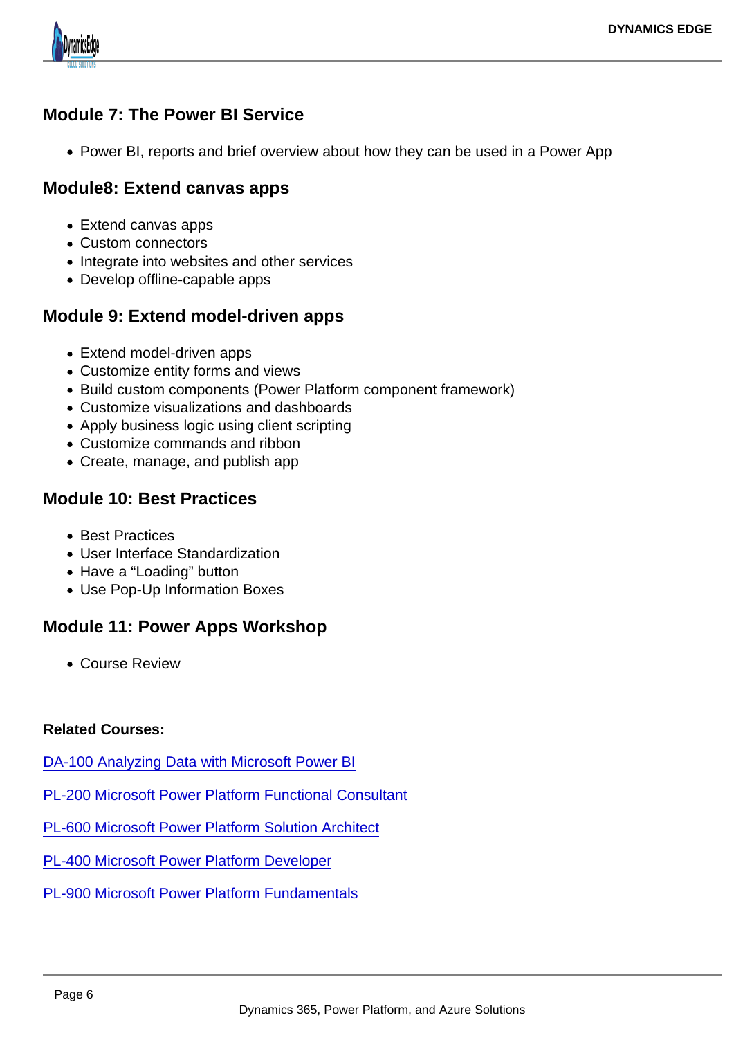### Module 7: The Power BI Service

- Power BI, reports and brief overview about how they can be used in a Power App

### Module8: Extend canvas apps

- Extend canvas apps
- Custom connectors
- Integrate into websites and other services
- Develop offline-capable apps

### Module 9: Extend model-driven apps

- Extend model-driven apps
- Customize entity forms and views
- Build custom components (Power Platform component framework)
- Customize visualizations and dashboards
- Apply business logic using client scripting
- Customize commands and ribbon
- Create, manage, and publish app

### Module 10: Best Practices

- Best Practices
- User Interface Standardization
- Have a “Loading” button
- Use Pop-Up Information Boxes

### Module 11: Power Apps Workshop

- Course Review

**Related Courses:**

DA-100 Analyzing Data with Microsoft Power BI

PL-200 Microsoft Power Platform Functional Consultant

PL-600 Microsoft Power Platform Solution Architect

PL-400 Microsoft Power Platform Developer

PL-900 Microsoft Power Platform Fundamentals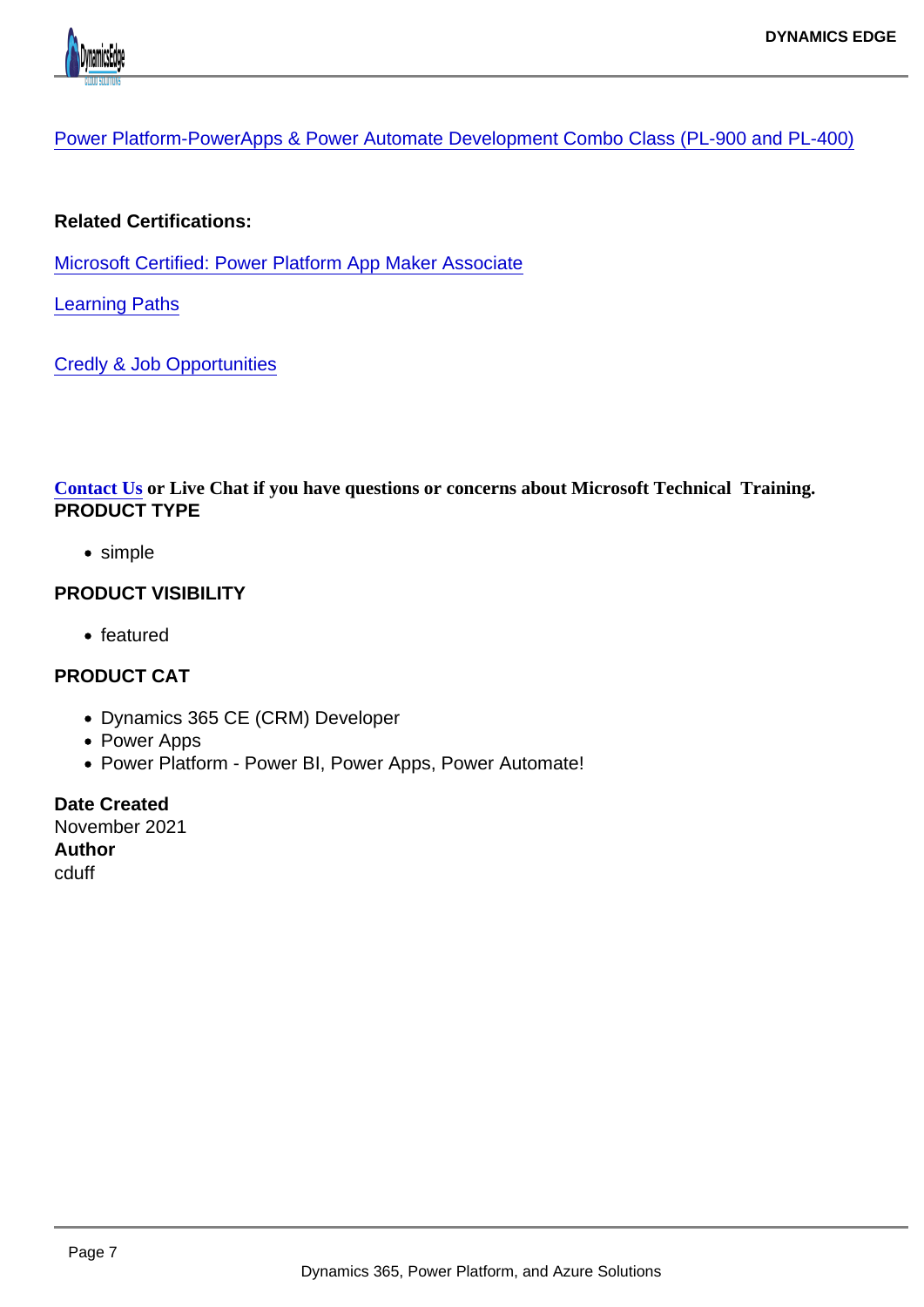Power Platform-PowerApps & Power Automate Development Combo Class (PL-900 and PL-400)

**Related Certifications:**

Microsoft Certified: Power Platform App Maker Associate

Learning Paths

Credly & Job Opportunities

**Contact Us or Live Chat if you have questions or concerns about Microsoft Technical Training.**

**PRODUCT TYPE**

- simple

**PRODUCT VISIBILITY**

- featured

**PRODUCT CAT**

- Dynamics 365 CE (CRM) Developer
- Power Apps
- Power Platform - Power BI, Power Apps, Power Automate!

**Date Created**
November 2021
**Author**
cduff